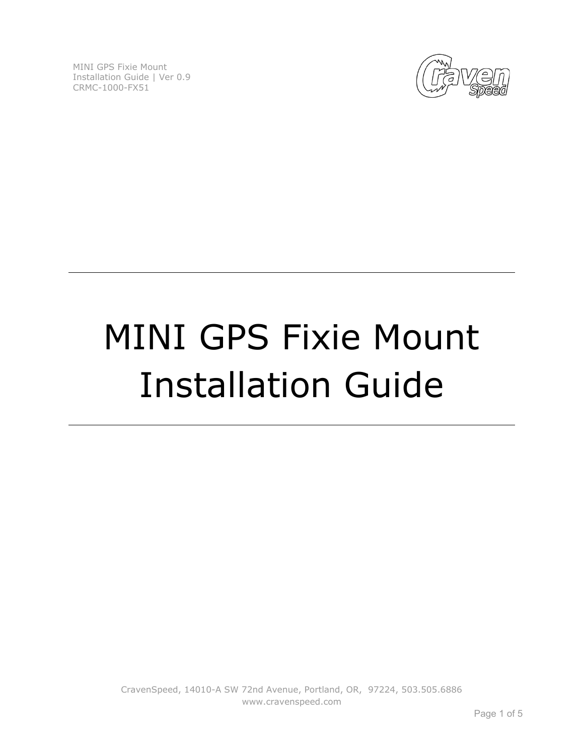MINI GPS Fixie Mount
Installation Guide | Ver 0.9
CRMC-1000-FX51

---

# MINI GPS Fixie Mount Installation Guide

---

CravenSpeed, 14010-A SW 72nd Avenue, Portland, OR, 97224, 503.505.6886
www.cravenspeed.com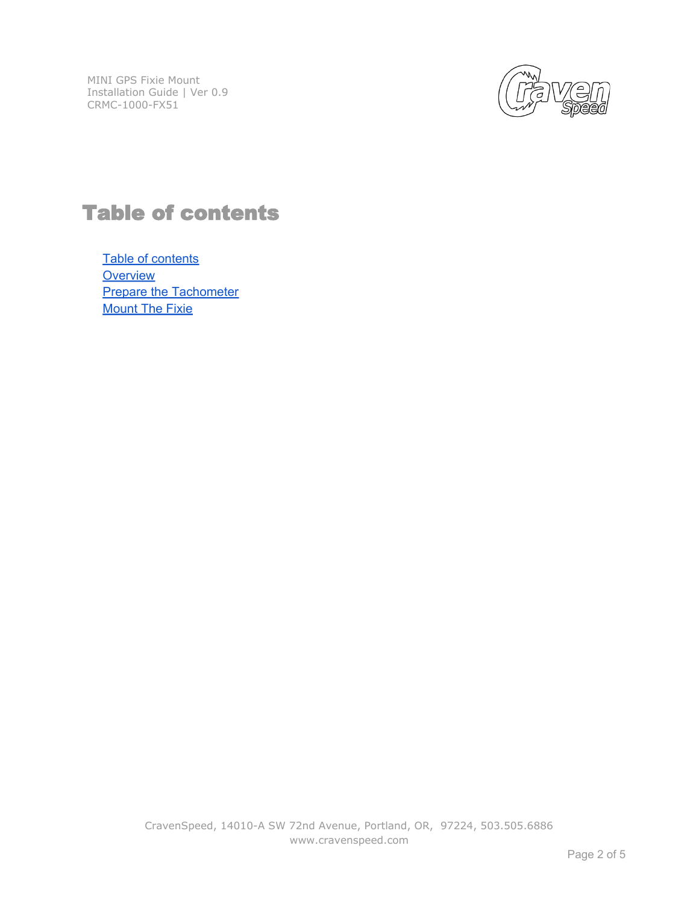# Table of contents

- Table of contents
- Overview
- Prepare the Tachometer
- Mount The Fixie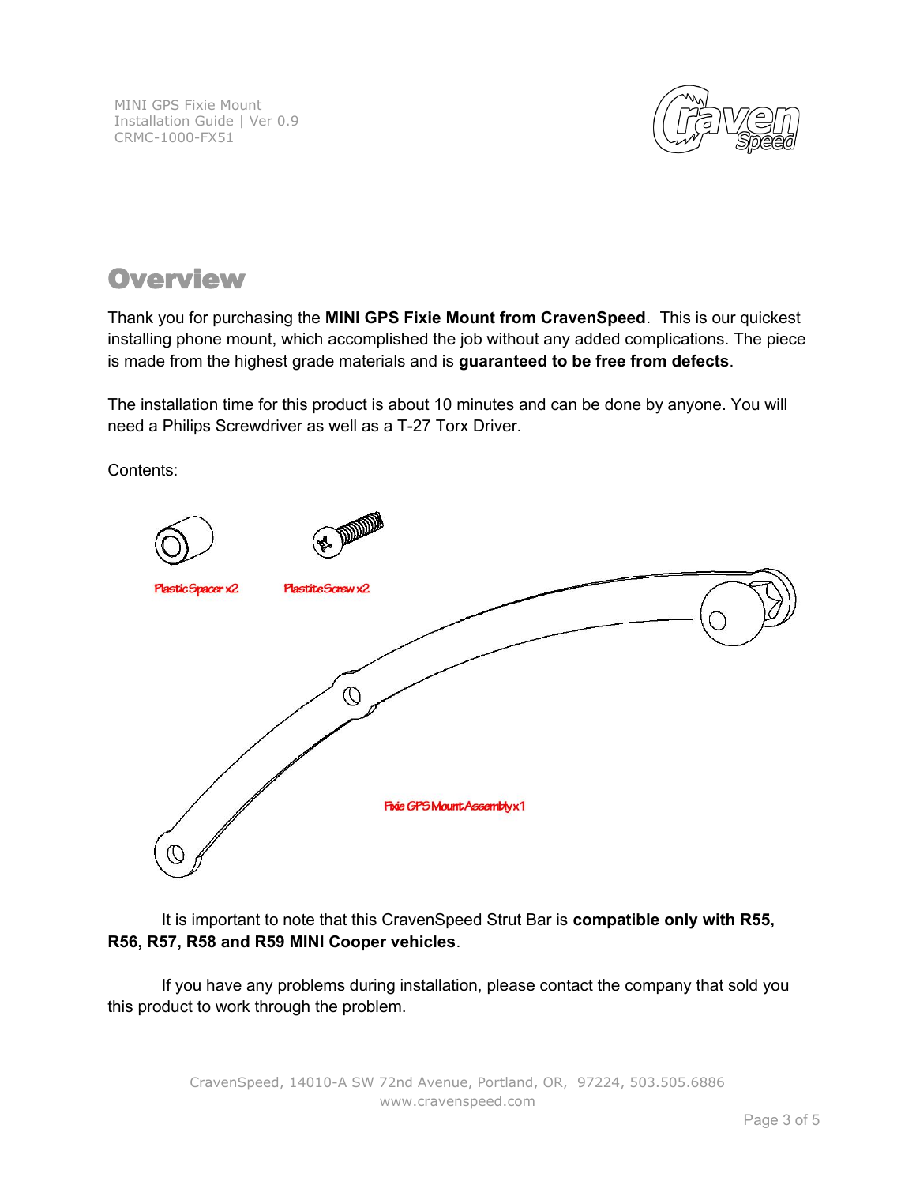# Overview

Thank you for purchasing the **MINI GPS Fixie Mount from CravenSpeed**. This is our quickest installing phone mount, which accomplished the job without any added complications. The piece is made from the highest grade materials and is **guaranteed to be free from defects**.

The installation time for this product is about 10 minutes and can be done by anyone. You will need a Philips Screwdriver as well as a T-27 Torx Driver.

Contents:

Plastic Spacer x2

Plastite Screw x2

Fixie GPS Mount Assembly x1

It is important to note that this CravenSpeed Strut Bar is **compatible only with R55, R56, R57, R58 and R59 MINI Cooper vehicles**.

If you have any problems during installation, please contact the company that sold you this product to work through the problem.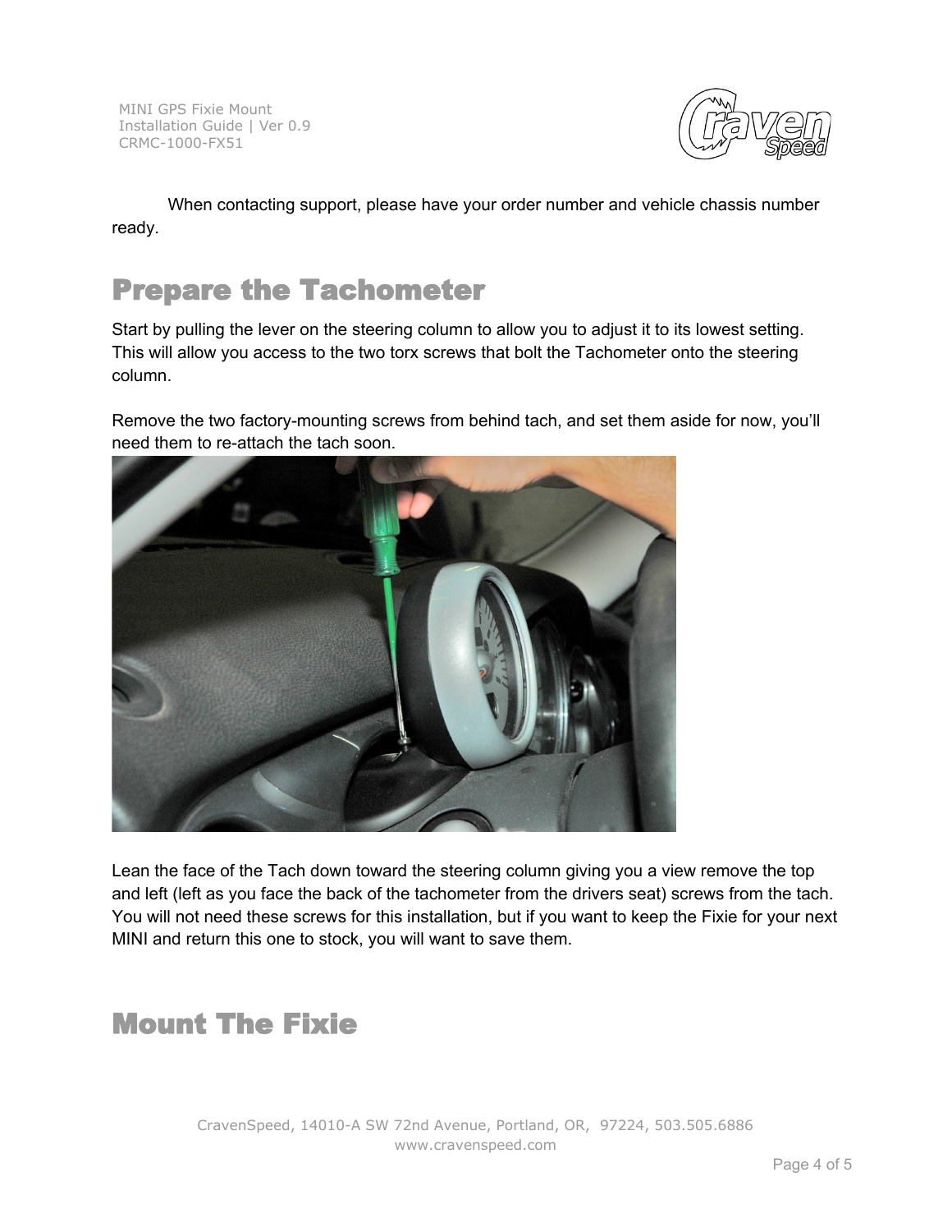When contacting support, please have your order number and vehicle chassis number ready.

# Prepare the Tachometer

Start by pulling the lever on the steering column to allow you to adjust it to its lowest setting. This will allow you access to the two torx screws that bolt the Tachometer onto the steering column.

Remove the two factory-mounting screws from behind tach, and set them aside for now, you'll need them to re-attach the tach soon.

Lean the face of the Tach down toward the steering column giving you a view remove the top and left (left as you face the back of the tachometer from the drivers seat) screws from the tach. You will not need these screws for this installation, but if you want to keep the Fixie for your next MINI and return this one to stock, you will want to save them.

# Mount The Fixie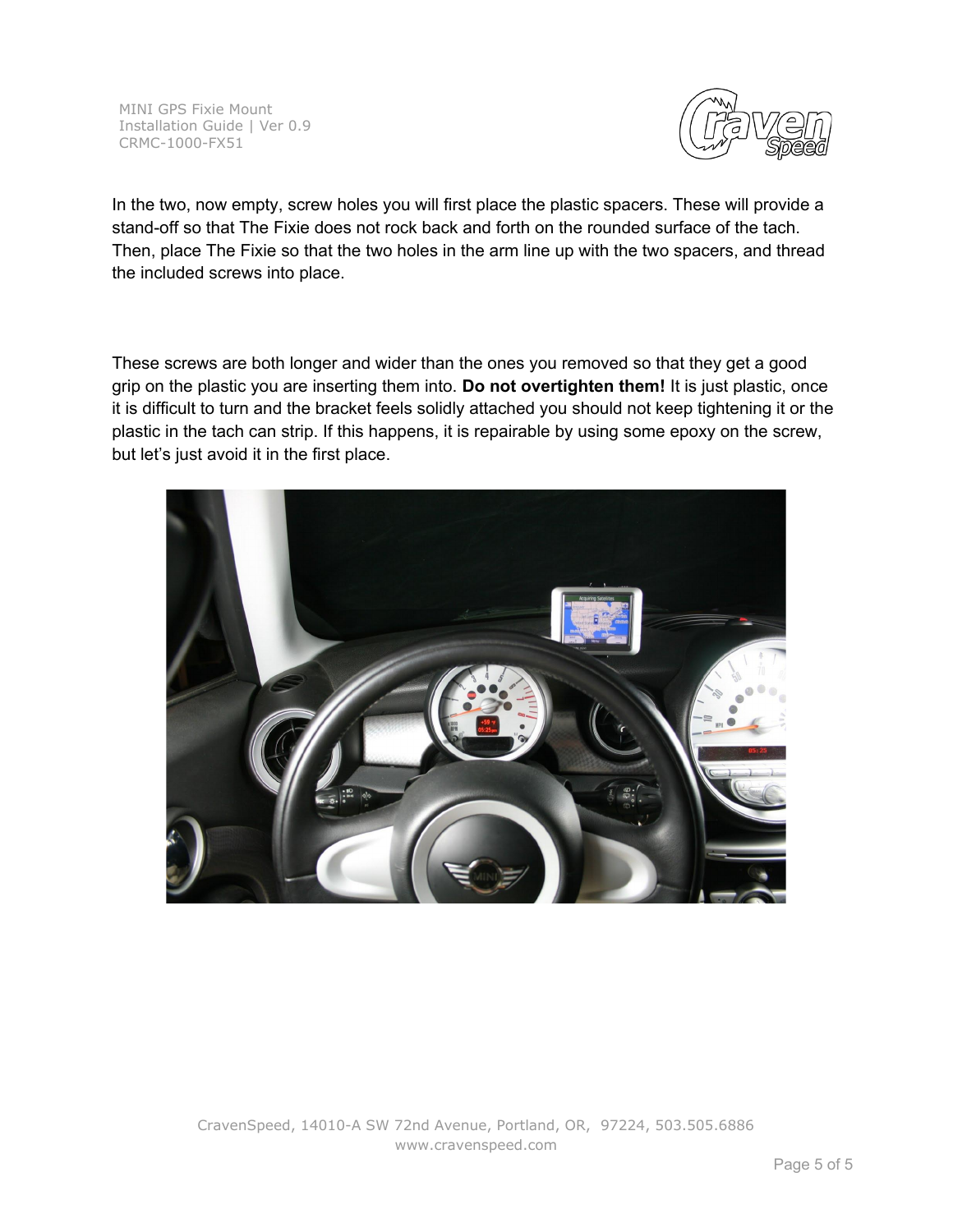In the two, now empty, screw holes you will first place the plastic spacers. These will provide a stand-off so that The Fixie does not rock back and forth on the rounded surface of the tach. Then, place The Fixie so that the two holes in the arm line up with the two spacers, and thread the included screws into place.

These screws are both longer and wider than the ones you removed so that they get a good grip on the plastic you are inserting them into. **Do not overtighten them!** It is just plastic, once it is difficult to turn and the bracket feels solidly attached you should not keep tightening it or the plastic in the tach can strip. If this happens, it is repairable by using some epoxy on the screw, but let's just avoid it in the first place.